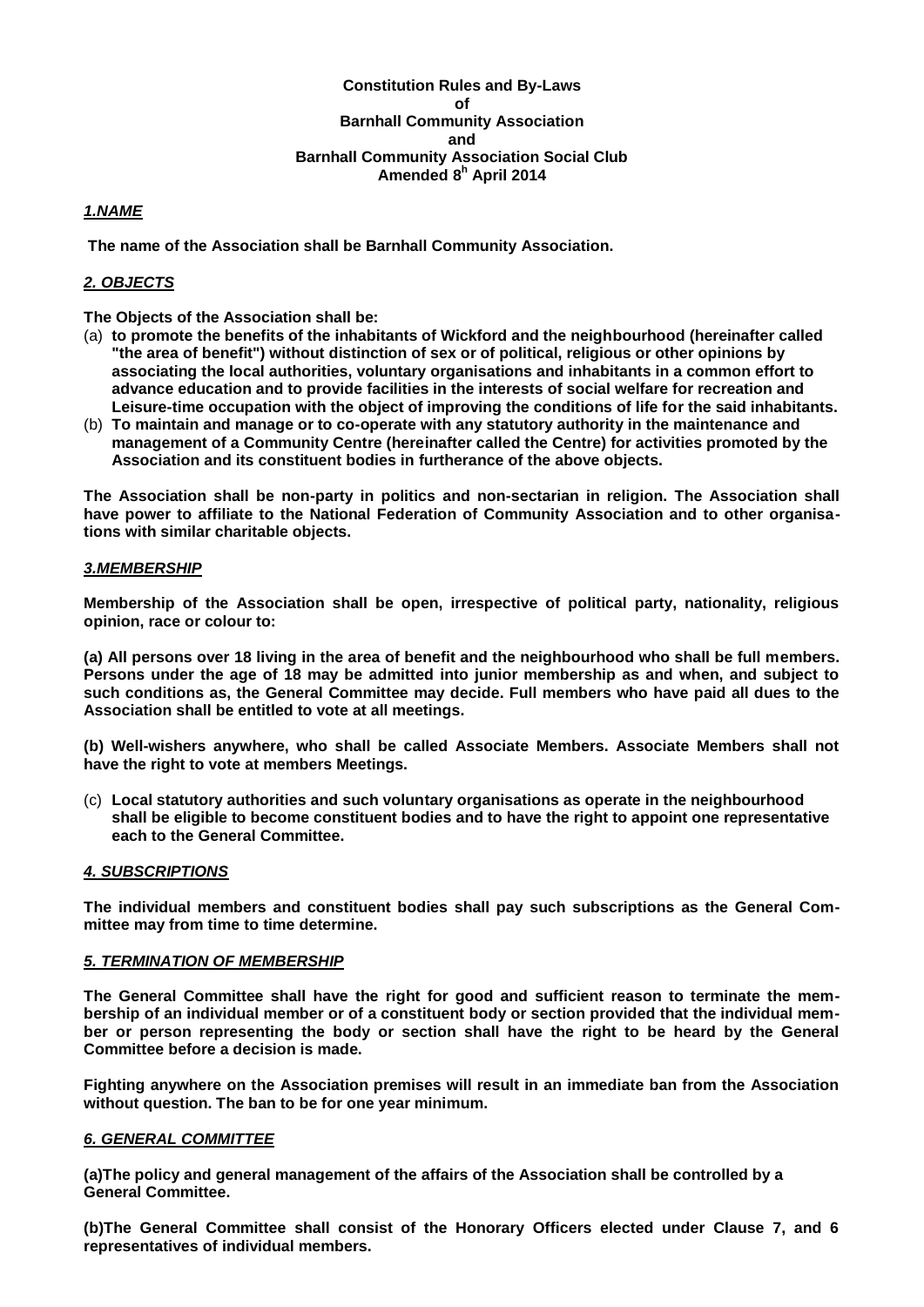**Constitution Rules and By-Laws**
**of**
**Barnhall Community Association**
**and**
**Barnhall Community Association Social Club**
**Amended 8h April 2014**

## *1.NAME*

**The name of the Association shall be Barnhall Community Association.**

## *2. OBJECTS*

**The Objects of the Association shall be:**

(a) **to promote the benefits of the inhabitants of Wickford and the neighbourhood (hereinafter called "the area of benefit") without distinction of sex or of political, religious or other opinions by associating the local authorities, voluntary organisations and inhabitants in a common effort to advance education and to provide facilities in the interests of social welfare for recreation and Leisure-time occupation with the object of improving the conditions of life for the said inhabitants.**

(b) **To maintain and manage or to co-operate with any statutory authority in the maintenance and management of a Community Centre (hereinafter called the Centre) for activities promoted by the Association and its constituent bodies in furtherance of the above objects.**

**The Association shall be non-party in politics and non-sectarian in religion. The Association shall have power to affiliate to the National Federation of Community Association and to other organisations with similar charitable objects.**

## *3.MEMBERSHIP*

**Membership of the Association shall be open, irrespective of political party, nationality, religious opinion, race or colour to:**

**(a) All persons over 18 living in the area of benefit and the neighbourhood who shall be full members. Persons under the age of 18 may be admitted into junior membership as and when, and subject to such conditions as, the General Committee may decide. Full members who have paid all dues to the Association shall be entitled to vote at all meetings.**

**(b) Well-wishers anywhere, who shall be called Associate Members. Associate Members shall not have the right to vote at members Meetings.**

(c) **Local statutory authorities and such voluntary organisations as operate in the neighbourhood shall be eligible to become constituent bodies and to have the right to appoint one representative each to the General Committee.**

## *4. SUBSCRIPTIONS*

**The individual members and constituent bodies shall pay such subscriptions as the General Committee may from time to time determine.**

## *5. TERMINATION OF MEMBERSHIP*

**The General Committee shall have the right for good and sufficient reason to terminate the membership of an individual member or of a constituent body or section provided that the individual member or person representing the body or section shall have the right to be heard by the General Committee before a decision is made.**

**Fighting anywhere on the Association premises will result in an immediate ban from the Association without question. The ban to be for one year minimum.**

## *6. GENERAL COMMITTEE*

**(a)The policy and general management of the affairs of the Association shall be controlled by a General Committee.**

**(b)The General Committee shall consist of the Honorary Officers elected under Clause 7, and 6 representatives of individual members.**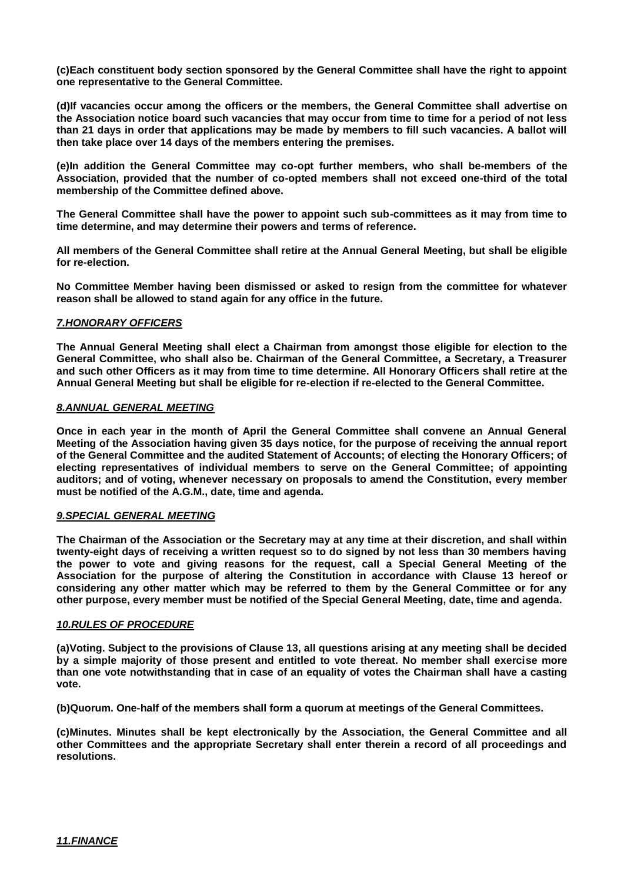**(c)Each constituent body section sponsored by the General Committee shall have the right to appoint one representative to the General Committee.**

**(d)If vacancies occur among the officers or the members, the General Committee shall advertise on the Association notice board such vacancies that may occur from time to time for a period of not less than 21 days in order that applications may be made by members to fill such vacancies. A ballot will then take place over 14 days of the members entering the premises.**

**(e)In addition the General Committee may co-opt further members, who shall be-members of the Association, provided that the number of co-opted members shall not exceed one-third of the total membership of the Committee defined above.**

**The General Committee shall have the power to appoint such sub-committees as it may from time to time determine, and may determine their powers and terms of reference.**

**All members of the General Committee shall retire at the Annual General Meeting, but shall be eligible for re-election.**

**No Committee Member having been dismissed or asked to resign from the committee for whatever reason shall be allowed to stand again for any office in the future.**

## ***7.HONORARY OFFICERS***

**The Annual General Meeting shall elect a Chairman from amongst those eligible for election to the General Committee, who shall also be. Chairman of the General Committee, a Secretary, a Treasurer and such other Officers as it may from time to time determine. All Honorary Officers shall retire at the Annual General Meeting but shall be eligible for re-election if re-elected to the General Committee.**

## ***8.ANNUAL GENERAL MEETING***

**Once in each year in the month of April the General Committee shall convene an Annual General Meeting of the Association having given 35 days notice, for the purpose of receiving the annual report of the General Committee and the audited Statement of Accounts; of electing the Honorary Officers; of electing representatives of individual members to serve on the General Committee; of appointing auditors; and of voting, whenever necessary on proposals to amend the Constitution, every member must be notified of the A.G.M., date, time and agenda.**

## ***9.SPECIAL GENERAL MEETING***

**The Chairman of the Association or the Secretary may at any time at their discretion, and shall within twenty-eight days of receiving a written request so to do signed by not less than 30 members having the power to vote and giving reasons for the request, call a Special General Meeting of the Association for the purpose of altering the Constitution in accordance with Clause 13 hereof or considering any other matter which may be referred to them by the General Committee or for any other purpose, every member must be notified of the Special General Meeting, date, time and agenda.**

## ***10.RULES OF PROCEDURE***

**(a)Voting. Subject to the provisions of Clause 13, all questions arising at any meeting shall be decided by a simple majority of those present and entitled to vote thereat. No member shall exercise more than one vote notwithstanding that in case of an equality of votes the Chairman shall have a casting vote.**

**(b)Quorum. One-half of the members shall form a quorum at meetings of the General Committees.**

**(c)Minutes. Minutes shall be kept electronically by the Association, the General Committee and all other Committees and the appropriate Secretary shall enter therein a record of all proceedings and resolutions.**

## ***11.FINANCE***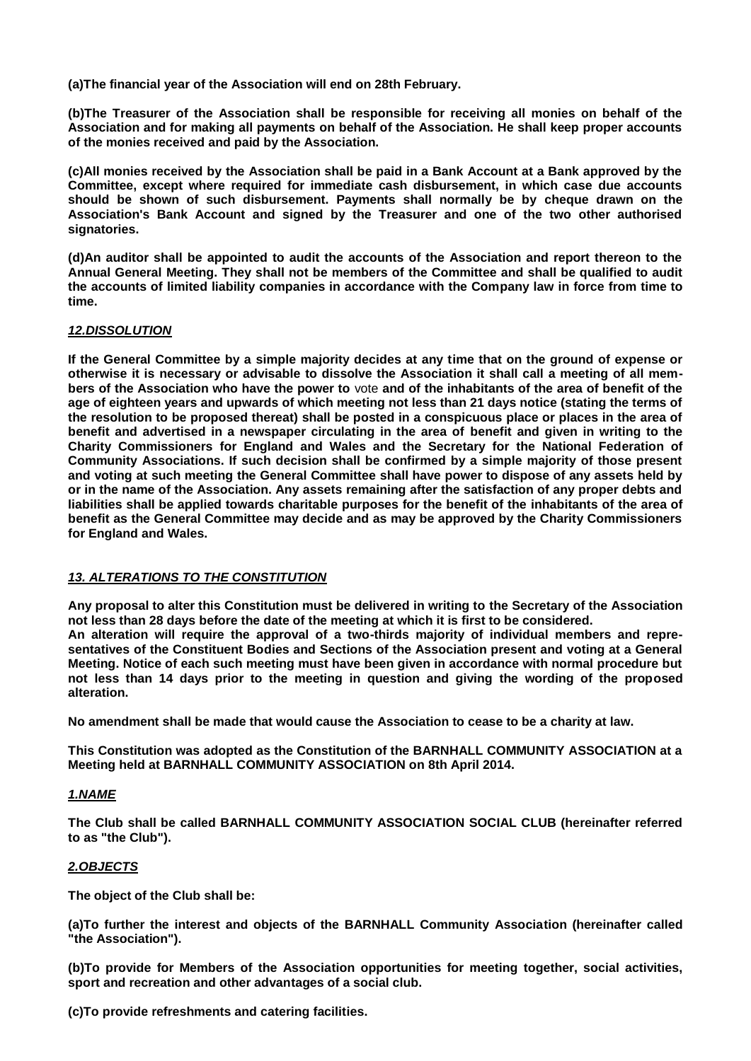**(a)The financial year of the Association will end on 28th February.**

**(b)The Treasurer of the Association shall be responsible for receiving all monies on behalf of the Association and for making all payments on behalf of the Association. He shall keep proper accounts of the monies received and paid by the Association.**

**(c)All monies received by the Association shall be paid in a Bank Account at a Bank approved by the Committee, except where required for immediate cash disbursement, in which case due accounts should be shown of such disbursement. Payments shall normally be by cheque drawn on the Association's Bank Account and signed by the Treasurer and one of the two other authorised signatories.**

**(d)An auditor shall be appointed to audit the accounts of the Association and report thereon to the Annual General Meeting. They shall not be members of the Committee and shall be qualified to audit the accounts of limited liability companies in accordance with the Company law in force from time to time.**

***12.DISSOLUTION***

**If the General Committee by a simple majority decides at any time that on the ground of expense or otherwise it is necessary or advisable to dissolve the Association it shall call a meeting of all members of the Association who have the power to** vote **and of the inhabitants of the area of benefit of the age of eighteen years and upwards of which meeting not less than 21 days notice (stating the terms of the resolution to be proposed thereat) shall be posted in a conspicuous place or places in the area of benefit and advertised in a newspaper circulating in the area of benefit and given in writing to the Charity Commissioners for England and Wales and the Secretary for the National Federation of Community Associations. If such decision shall be confirmed by a simple majority of those present and voting at such meeting the General Committee shall have power to dispose of any assets held by or in the name of the Association. Any assets remaining after the satisfaction of any proper debts and liabilities shall be applied towards charitable purposes for the benefit of the inhabitants of the area of benefit as the General Committee may decide and as may be approved by the Charity Commissioners for England and Wales.**

***13. ALTERATIONS TO THE CONSTITUTION***

**Any proposal to alter this Constitution must be delivered in writing to the Secretary of the Association not less than 28 days before the date of the meeting at which it is first to be considered.**
**An alteration will require the approval of a two-thirds majority of individual members and representatives of the Constituent Bodies and Sections of the Association present and voting at a General Meeting. Notice of each such meeting must have been given in accordance with normal procedure but not less than 14 days prior to the meeting in question and giving the wording of the proposed alteration.**

**No amendment shall be made that would cause the Association to cease to be a charity at law.**

**This Constitution was adopted as the Constitution of the BARNHALL COMMUNITY ASSOCIATION at a Meeting held at BARNHALL COMMUNITY ASSOCIATION on 8th April 2014.**

***1.NAME***

**The Club shall be called BARNHALL COMMUNITY ASSOCIATION SOCIAL CLUB (hereinafter referred to as "the Club").**

***2.OBJECTS***

**The object of the Club shall be:**

**(a)To further the interest and objects of the BARNHALL Community Association (hereinafter called "the Association").**

**(b)To provide for Members of the Association opportunities for meeting together, social activities, sport and recreation and other advantages of a social club.**

**(c)To provide refreshments and catering facilities.**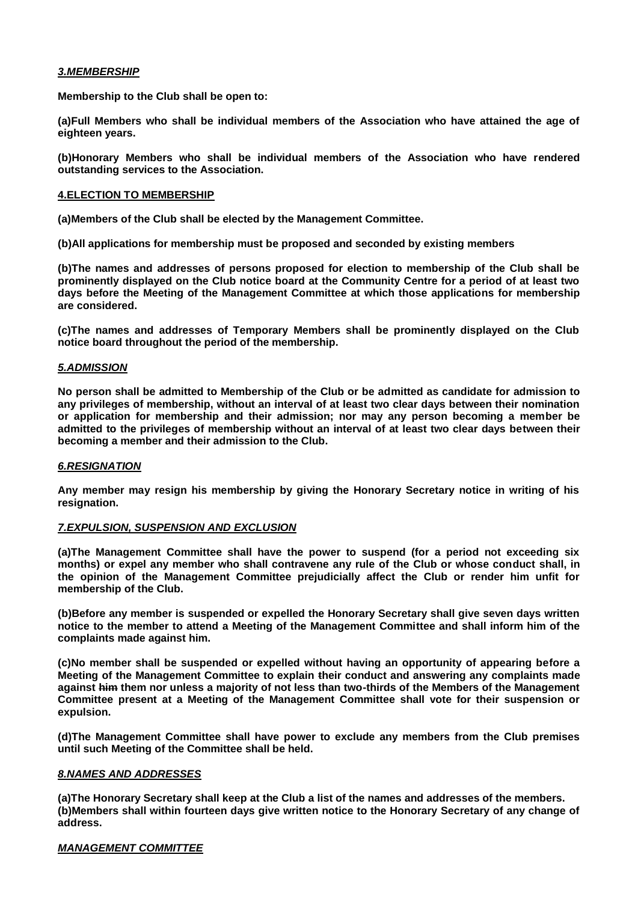### ***3.MEMBERSHIP***

**Membership to the Club shall be open to:**

**(a)Full Members who shall be individual members of the Association who have attained the age of eighteen years.**

**(b)Honorary Members who shall be individual members of the Association who have rendered outstanding services to the Association.**

### **4.ELECTION TO MEMBERSHIP**

**(a)Members of the Club shall be elected by the Management Committee.**

**(b)All applications for membership must be proposed and seconded by existing members**

**(b)The names and addresses of persons proposed for election to membership of the Club shall be prominently displayed on the Club notice board at the Community Centre for a period of at least two days before the Meeting of the Management Committee at which those applications for membership are considered.**

**(c)The names and addresses of Temporary Members shall be prominently displayed on the Club notice board throughout the period of the membership.**

### ***5.ADMISSION***

**No person shall be admitted to Membership of the Club or be admitted as candidate for admission to any privileges of membership, without an interval of at least two clear days between their nomination or application for membership and their admission; nor may any person becoming a member be admitted to the privileges of membership without an interval of at least two clear days between their becoming a member and their admission to the Club.**

### ***6.RESIGNATION***

**Any member may resign his membership by giving the Honorary Secretary notice in writing of his resignation.**

### ***7.EXPULSION, SUSPENSION AND EXCLUSION***

**(a)The Management Committee shall have the power to suspend (for a period not exceeding six months) or expel any member who shall contravene any rule of the Club or whose conduct shall, in the opinion of the Management Committee prejudicially affect the Club or render him unfit for membership of the Club.**

**(b)Before any member is suspended or expelled the Honorary Secretary shall give seven days written notice to the member to attend a Meeting of the Management Committee and shall inform him of the complaints made against him.**

**(c)No member shall be suspended or expelled without having an opportunity of appearing before a Meeting of the Management Committee to explain their conduct and answering any complaints made against ~~him~~ them nor unless a majority of not less than two-thirds of the Members of the Management Committee present at a Meeting of the Management Committee shall vote for their suspension or expulsion.**

**(d)The Management Committee shall have power to exclude any members from the Club premises until such Meeting of the Committee shall be held.**

### ***8.NAMES AND ADDRESSES***

**(a)The Honorary Secretary shall keep at the Club a list of the names and addresses of the members.**
**(b)Members shall within fourteen days give written notice to the Honorary Secretary of any change of address.**

### ***MANAGEMENT COMMITTEE***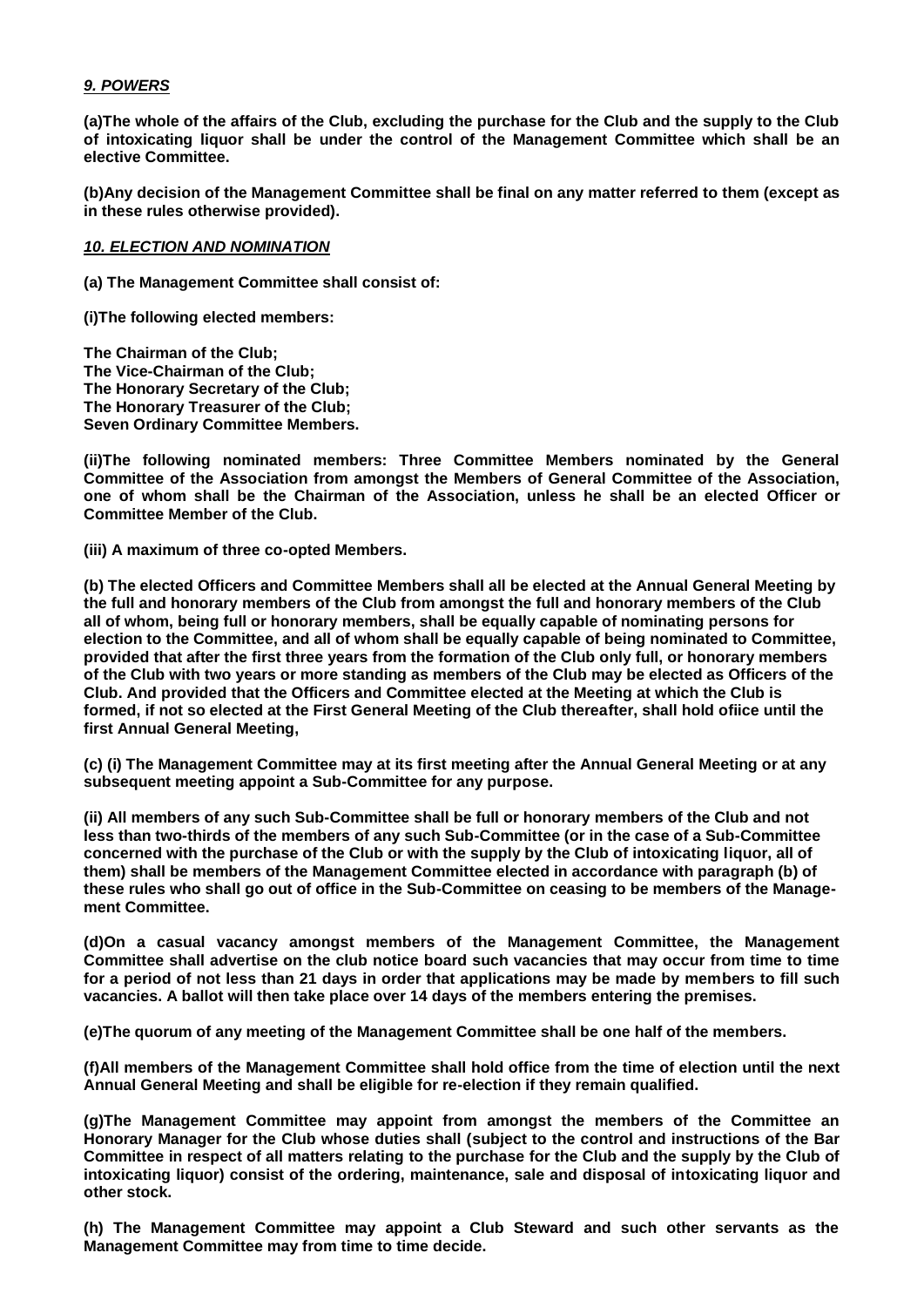***9. POWERS***

**(a)The whole of the affairs of the Club, excluding the purchase for the Club and the supply to the Club of intoxicating liquor shall be under the control of the Management Committee which shall be an elective Committee.**

**(b)Any decision of the Management Committee shall be final on any matter referred to them (except as in these rules otherwise provided).**

***10. ELECTION AND NOMINATION***

**(a) The Management Committee shall consist of:**

**(i)The following elected members:**

**The Chairman of the Club;**
**The Vice-Chairman of the Club;**
**The Honorary Secretary of the Club;**
**The Honorary Treasurer of the Club;**
**Seven Ordinary Committee Members.**

**(ii)The following nominated members: Three Committee Members nominated by the General Committee of the Association from amongst the Members of General Committee of the Association, one of whom shall be the Chairman of the Association, unless he shall be an elected Officer or Committee Member of the Club.**

**(iii) A maximum of three co-opted Members.**

**(b) The elected Officers and Committee Members shall all be elected at the Annual General Meeting by the full and honorary members of the Club from amongst the full and honorary members of the Club all of whom, being full or honorary members, shall be equally capable of nominating persons for election to the Committee, and all of whom shall be equally capable of being nominated to Committee, provided that after the first three years from the formation of the Club only full, or honorary members of the Club with two years or more standing as members of the Club may be elected as Officers of the Club. And provided that the Officers and Committee elected at the Meeting at which the Club is formed, if not so elected at the First General Meeting of the Club thereafter, shall hold ofiice until the first Annual General Meeting,**

**(c) (i) The Management Committee may at its first meeting after the Annual General Meeting or at any subsequent meeting appoint a Sub-Committee for any purpose.**

**(ii) All members of any such Sub-Committee shall be full or honorary members of the Club and not less than two-thirds of the members of any such Sub-Committee (or in the case of a Sub-Committee concerned with the purchase of the Club or with the supply by the Club of intoxicating liquor, all of them) shall be members of the Management Committee elected in accordance with paragraph (b) of these rules who shall go out of office in the Sub-Committee on ceasing to be members of the Management Committee.**

**(d)On a casual vacancy amongst members of the Management Committee, the Management Committee shall advertise on the club notice board such vacancies that may occur from time to time for a period of not less than 21 days in order that applications may be made by members to fill such vacancies. A ballot will then take place over 14 days of the members entering the premises.**

**(e)The quorum of any meeting of the Management Committee shall be one half of the members.**

**(f)All members of the Management Committee shall hold office from the time of election until the next Annual General Meeting and shall be eligible for re-election if they remain qualified.**

**(g)The Management Committee may appoint from amongst the members of the Committee an Honorary Manager for the Club whose duties shall (subject to the control and instructions of the Bar Committee in respect of all matters relating to the purchase for the Club and the supply by the Club of intoxicating liquor) consist of the ordering, maintenance, sale and disposal of intoxicating liquor and other stock.**

**(h) The Management Committee may appoint a Club Steward and such other servants as the Management Committee may from time to time decide.**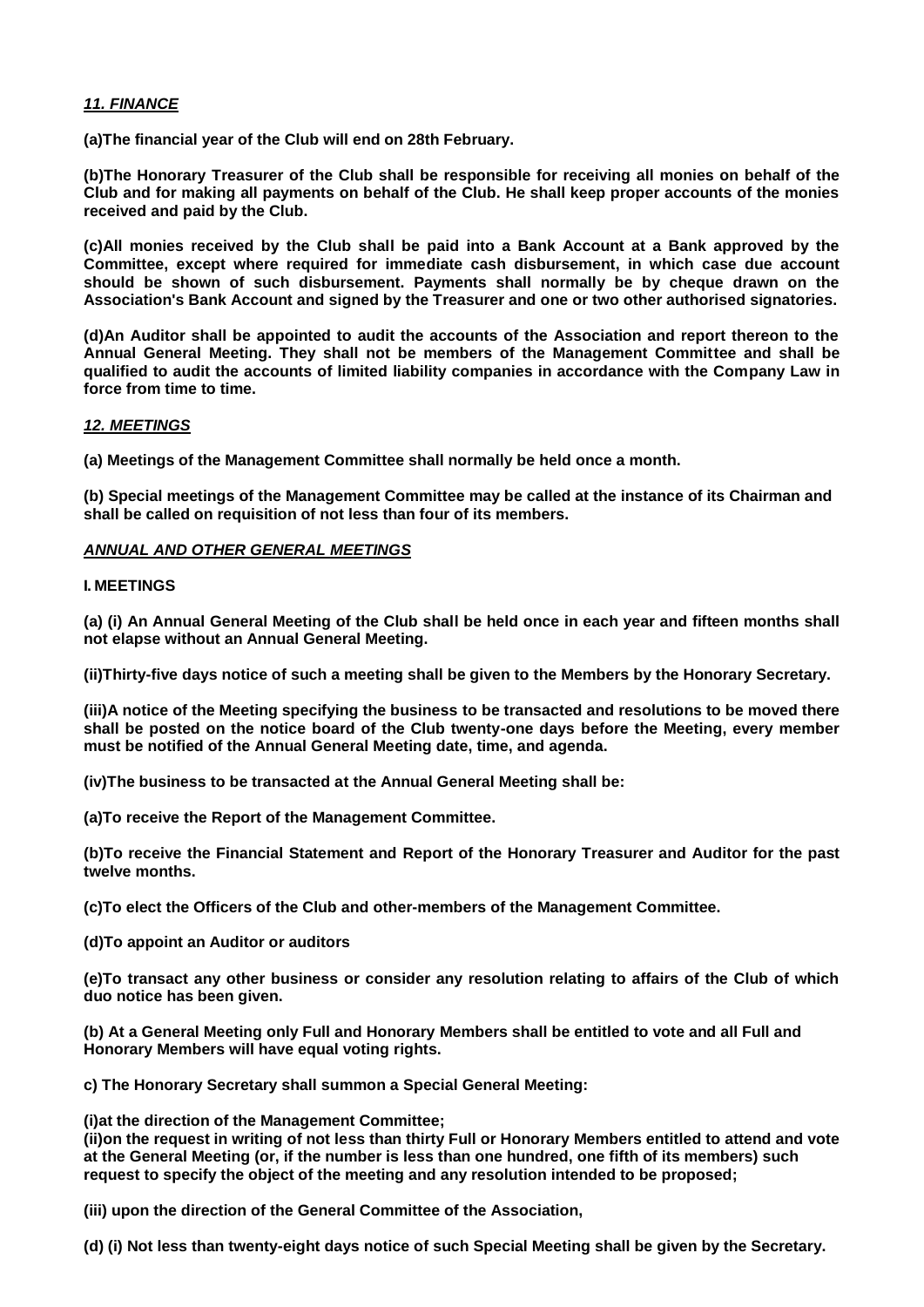***11. FINANCE***

**(a)The financial year of the Club will end on 28th February.**

**(b)The Honorary Treasurer of the Club shall be responsible for receiving all monies on behalf of the Club and for making all payments on behalf of the Club. He shall keep proper accounts of the monies received and paid by the Club.**

**(c)All monies received by the Club shall be paid into a Bank Account at a Bank approved by the Committee, except where required for immediate cash disbursement, in which case due account should be shown of such disbursement. Payments shall normally be by cheque drawn on the Association's Bank Account and signed by the Treasurer and one or two other authorised signatories.**

**(d)An Auditor shall be appointed to audit the accounts of the Association and report thereon to the Annual General Meeting. They shall not be members of the Management Committee and shall be qualified to audit the accounts of limited liability companies in accordance with the Company Law in force from time to time.**

***12. MEETINGS***

**(a) Meetings of the Management Committee shall normally be held once a month.**

**(b) Special meetings of the Management Committee may be called at the instance of its Chairman and shall be called on requisition of not less than four of its members.**

***ANNUAL AND OTHER GENERAL MEETINGS***

**I. MEETINGS**

**(a) (i) An Annual General Meeting of the Club shall be held once in each year and fifteen months shall not elapse without an Annual General Meeting.**

**(ii)Thirty-five days notice of such a meeting shall be given to the Members by the Honorary Secretary.**

**(iii)A notice of the Meeting specifying the business to be transacted and resolutions to be moved there shall be posted on the notice board of the Club twenty-one days before the Meeting, every member must be notified of the Annual General Meeting date, time, and agenda.**

**(iv)The business to be transacted at the Annual General Meeting shall be:**

**(a)To receive the Report of the Management Committee.**

**(b)To receive the Financial Statement and Report of the Honorary Treasurer and Auditor for the past twelve months.**

**(c)To elect the Officers of the Club and other-members of the Management Committee.**

**(d)To appoint an Auditor or auditors**

**(e)To transact any other business or consider any resolution relating to affairs of the Club of which duo notice has been given.**

**(b) At a General Meeting only Full and Honorary Members shall be entitled to vote and all Full and Honorary Members will have equal voting rights.**

**c) The Honorary Secretary shall summon a Special General Meeting:**

**(i)at the direction of the Management Committee;**
**(ii)on the request in writing of not less than thirty Full or Honorary Members entitled to attend and vote at the General Meeting (or, if the number is less than one hundred, one fifth of its members) such request to specify the object of the meeting and any resolution intended to be proposed;**

**(iii) upon the direction of the General Committee of the Association,**

**(d) (i) Not less than twenty-eight days notice of such Special Meeting shall be given by the Secretary.**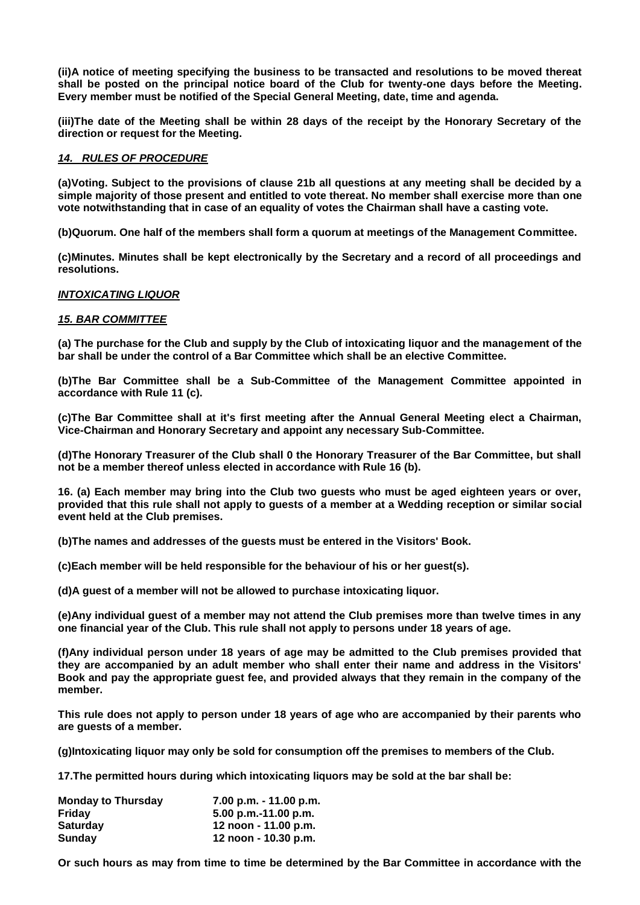**(ii)A notice of meeting specifying the business to be transacted and resolutions to be moved thereat shall be posted on the principal notice board of the Club for twenty-one days before the Meeting. Every member must be notified of the Special General Meeting, date, time and agenda.**

**(iii)The date of the Meeting shall be within 28 days of the receipt by the Honorary Secretary of the direction or request for the Meeting.**

***14. RULES OF PROCEDURE***

**(a)Voting. Subject to the provisions of clause 21b all questions at any meeting shall be decided by a simple majority of those present and entitled to vote thereat. No member shall exercise more than one vote notwithstanding that in case of an equality of votes the Chairman shall have a casting vote.**

**(b)Quorum. One half of the members shall form a quorum at meetings of the Management Committee.**

**(c)Minutes. Minutes shall be kept electronically by the Secretary and a record of all proceedings and resolutions.**

***INTOXICATING LIQUOR***

***15. BAR COMMITTEE***

**(a) The purchase for the Club and supply by the Club of intoxicating liquor and the management of the bar shall be under the control of a Bar Committee which shall be an elective Committee.**

**(b)The Bar Committee shall be a Sub-Committee of the Management Committee appointed in accordance with Rule 11 (c).**

**(c)The Bar Committee shall at it's first meeting after the Annual General Meeting elect a Chairman, Vice-Chairman and Honorary Secretary and appoint any necessary Sub-Committee.**

**(d)The Honorary Treasurer of the Club shall 0 the Honorary Treasurer of the Bar Committee, but shall not be a member thereof unless elected in accordance with Rule 16 (b).**

**16. (a) Each member may bring into the Club two guests who must be aged eighteen years or over, provided that this rule shall not apply to guests of a member at a Wedding reception or similar social event held at the Club premises.**

**(b)The names and addresses of the guests must be entered in the Visitors' Book.**

**(c)Each member will be held responsible for the behaviour of his or her guest(s).**

**(d)A guest of a member will not be allowed to purchase intoxicating liquor.**

**(e)Any individual guest of a member may not attend the Club premises more than twelve times in any one financial year of the Club. This rule shall not apply to persons under 18 years of age.**

**(f)Any individual person under 18 years of age may be admitted to the Club premises provided that they are accompanied by an adult member who shall enter their name and address in the Visitors' Book and pay the appropriate guest fee, and provided always that they remain in the company of the member.**

**This rule does not apply to person under 18 years of age who are accompanied by their parents who are guests of a member.**

**(g)Intoxicating liquor may only be sold for consumption off the premises to members of the Club.**

**17.The permitted hours during which intoxicating liquors may be sold at the bar shall be:**

| | |
|---|---|
| **Monday to Thursday** | **7.00 p.m. - 11.00 p.m.** |
| **Friday** | **5.00 p.m.-11.00 p.m.** |
| **Saturday** | **12 noon - 11.00 p.m.** |
| **Sunday** | **12 noon - 10.30 p.m.** |

**Or such hours as may from time to time be determined by the Bar Committee in accordance with the**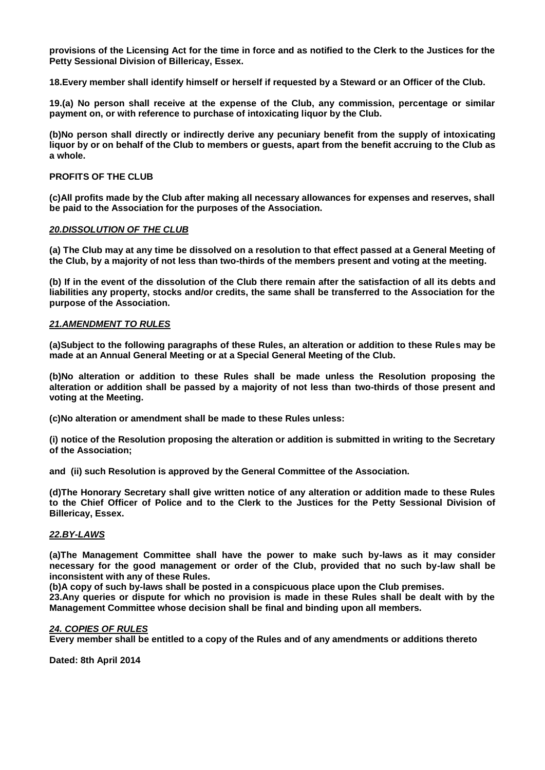**provisions of the Licensing Act for the time in force and as notified to the Clerk to the Justices for the Petty Sessional Division of Billericay, Essex.**

**18.Every member shall identify himself or herself if requested by a Steward or an Officer of the Club.**

**19.(a) No person shall receive at the expense of the Club, any commission, percentage or similar payment on, or with reference to purchase of intoxicating liquor by the Club.**

**(b)No person shall directly or indirectly derive any pecuniary benefit from the supply of intoxicating liquor by or on behalf of the Club to members or guests, apart from the benefit accruing to the Club as a whole.**

**PROFITS OF THE CLUB**

**(c)All profits made by the Club after making all necessary allowances for expenses and reserves, shall be paid to the Association for the purposes of the Association.**

***20.DISSOLUTION OF THE CLUB***

**(a) The Club may at any time be dissolved on a resolution to that effect passed at a General Meeting of the Club, by a majority of not less than two-thirds of the members present and voting at the meeting.**

**(b) If in the event of the dissolution of the Club there remain after the satisfaction of all its debts and liabilities any property, stocks and/or credits, the same shall be transferred to the Association for the purpose of the Association.**

***21.AMENDMENT TO RULES***

**(a)Subject to the following paragraphs of these Rules, an alteration or addition to these Rules may be made at an Annual General Meeting or at a Special General Meeting of the Club.**

**(b)No alteration or addition to these Rules shall be made unless the Resolution proposing the alteration or addition shall be passed by a majority of not less than two-thirds of those present and voting at the Meeting.**

**(c)No alteration or amendment shall be made to these Rules unless:**

**(i) notice of the Resolution proposing the alteration or addition is submitted in writing to the Secretary of the Association;**

**and (ii) such Resolution is approved by the General Committee of the Association.**

**(d)The Honorary Secretary shall give written notice of any alteration or addition made to these Rules to the Chief Officer of Police and to the Clerk to the Justices for the Petty Sessional Division of Billericay, Essex.**

***22.BY-LAWS***

**(a)The Management Committee shall have the power to make such by-laws as it may consider necessary for the good management or order of the Club, provided that no such by-law shall be inconsistent with any of these Rules.**

**(b)A copy of such by-laws shall be posted in a conspicuous place upon the Club premises.**

**23.Any queries or dispute for which no provision is made in these Rules shall be dealt with by the Management Committee whose decision shall be final and binding upon all members.**

***24. COPIES OF RULES***

**Every member shall be entitled to a copy of the Rules and of any amendments or additions thereto**

**Dated: 8th April 2014**